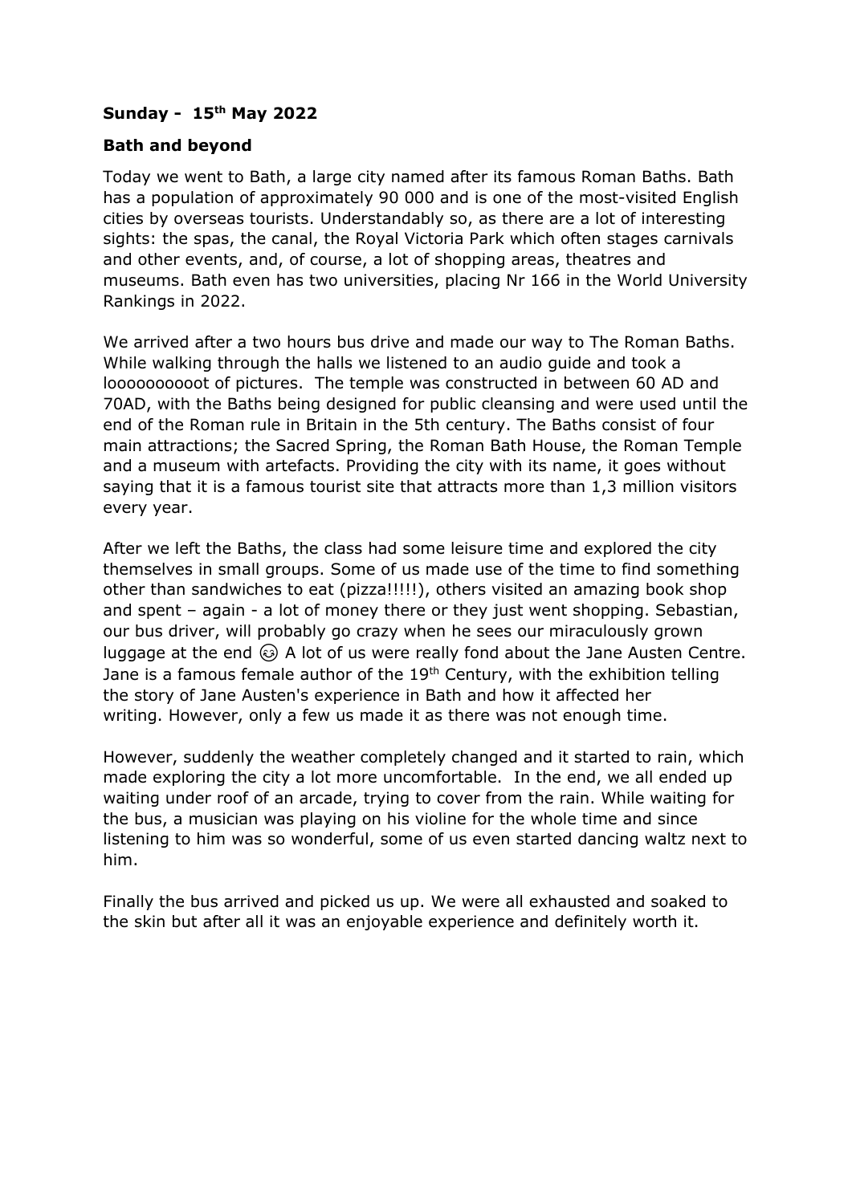**Sunday - 15th May 2022**

**Bath and beyond**

Today we went to Bath, a large city named after its famous Roman Baths. Bath has a population of approximately 90 000 and is one of the most-visited English cities by overseas tourists. Understandably so, as there are a lot of interesting sights: the spas, the canal, the Royal Victoria Park which often stages carnivals and other events, and, of course, a lot of shopping areas, theatres and museums. Bath even has two universities, placing Nr 166 in the World University Rankings in 2022.

We arrived after a two hours bus drive and made our way to The Roman Baths. While walking through the halls we listened to an audio guide and took a looooooooooot of pictures. The temple was constructed in between 60 AD and 70AD, with the Baths being designed for public cleansing and were used until the end of the Roman rule in Britain in the 5th century. The Baths consist of four main attractions; the Sacred Spring, the Roman Bath House, the Roman Temple and a museum with artefacts. Providing the city with its name, it goes without saying that it is a famous tourist site that attracts more than 1,3 million visitors every year.

After we left the Baths, the class had some leisure time and explored the city themselves in small groups. Some of us made use of the time to find something other than sandwiches to eat (pizza!!!!!), others visited an amazing book shop and spent – again - a lot of money there or they just went shopping. Sebastian, our bus driver, will probably go crazy when he sees our miraculously grown luggage at the end 😉 A lot of us were really fond about the Jane Austen Centre. Jane is a famous female author of the 19th Century, with the exhibition telling the story of Jane Austen's experience in Bath and how it affected her writing. However, only a few us made it as there was not enough time.

However, suddenly the weather completely changed and it started to rain, which made exploring the city a lot more uncomfortable. In the end, we all ended up waiting under roof of an arcade, trying to cover from the rain. While waiting for the bus, a musician was playing on his violine for the whole time and since listening to him was so wonderful, some of us even started dancing waltz next to him.

Finally the bus arrived and picked us up. We were all exhausted and soaked to the skin but after all it was an enjoyable experience and definitely worth it.